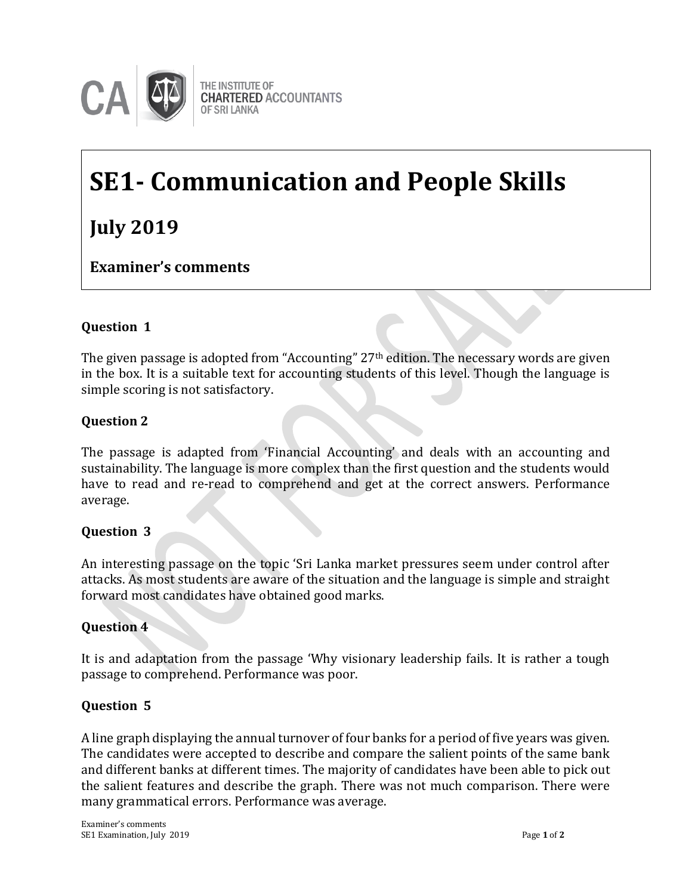THE INSTITUTE OF CHARTERED ACCOUNTANTS OF SRI LANKA

# SE1- Communication and People Skills

## July 2019

### Examiner's comments

**Question 1**

The given passage is adopted from "Accounting" 27th edition. The necessary words are given in the box. It is a suitable text for accounting students of this level. Though the language is simple scoring is not satisfactory.

**Question 2**

The passage is adapted from 'Financial Accounting' and deals with an accounting and sustainability. The language is more complex than the first question and the students would have to read and re-read to comprehend and get at the correct answers. Performance average.

**Question 3**

An interesting passage on the topic 'Sri Lanka market pressures seem under control after attacks. As most students are aware of the situation and the language is simple and straight forward most candidates have obtained good marks.

**Question 4**

It is and adaptation from the passage 'Why visionary leadership fails. It is rather a tough passage to comprehend. Performance was poor.

**Question 5**

A line graph displaying the annual turnover of four banks for a period of five years was given. The candidates were accepted to describe and compare the salient points of the same bank and different banks at different times. The majority of candidates have been able to pick out the salient features and describe the graph. There was not much comparison. There were many grammatical errors. Performance was average.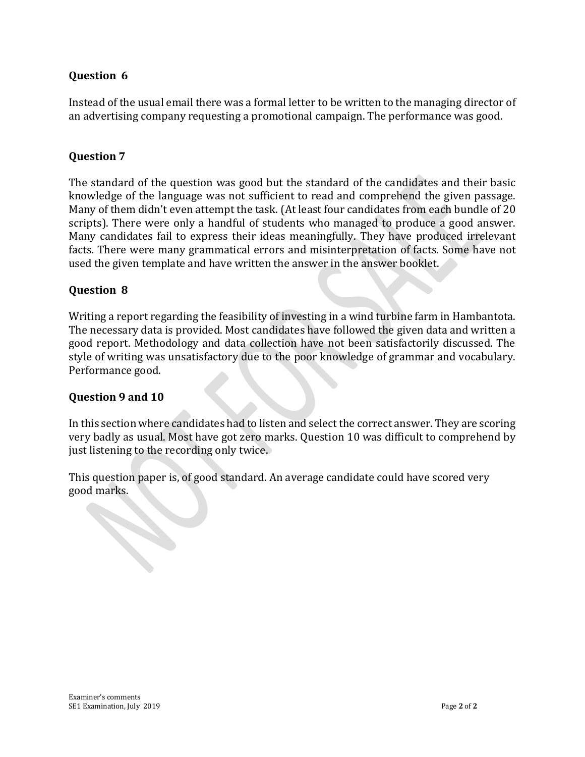## Question 6

Instead of the usual email there was a formal letter to be written to the managing director of an advertising company requesting a promotional campaign. The performance was good.

## Question 7

The standard of the question was good but the standard of the candidates and their basic knowledge of the language was not sufficient to read and comprehend the given passage. Many of them didn't even attempt the task. (At least four candidates from each bundle of 20 scripts). There were only a handful of students who managed to produce a good answer. Many candidates fail to express their ideas meaningfully. They have produced irrelevant facts. There were many grammatical errors and misinterpretation of facts. Some have not used the given template and have written the answer in the answer booklet.

## Question 8

Writing a report regarding the feasibility of investing in a wind turbine farm in Hambantota. The necessary data is provided. Most candidates have followed the given data and written a good report. Methodology and data collection have not been satisfactorily discussed. The style of writing was unsatisfactory due to the poor knowledge of grammar and vocabulary. Performance good.

## Question 9 and 10

In this section where candidates had to listen and select the correct answer. They are scoring very badly as usual. Most have got zero marks. Question 10 was difficult to comprehend by just listening to the recording only twice.

This question paper is, of good standard. An average candidate could have scored very good marks.